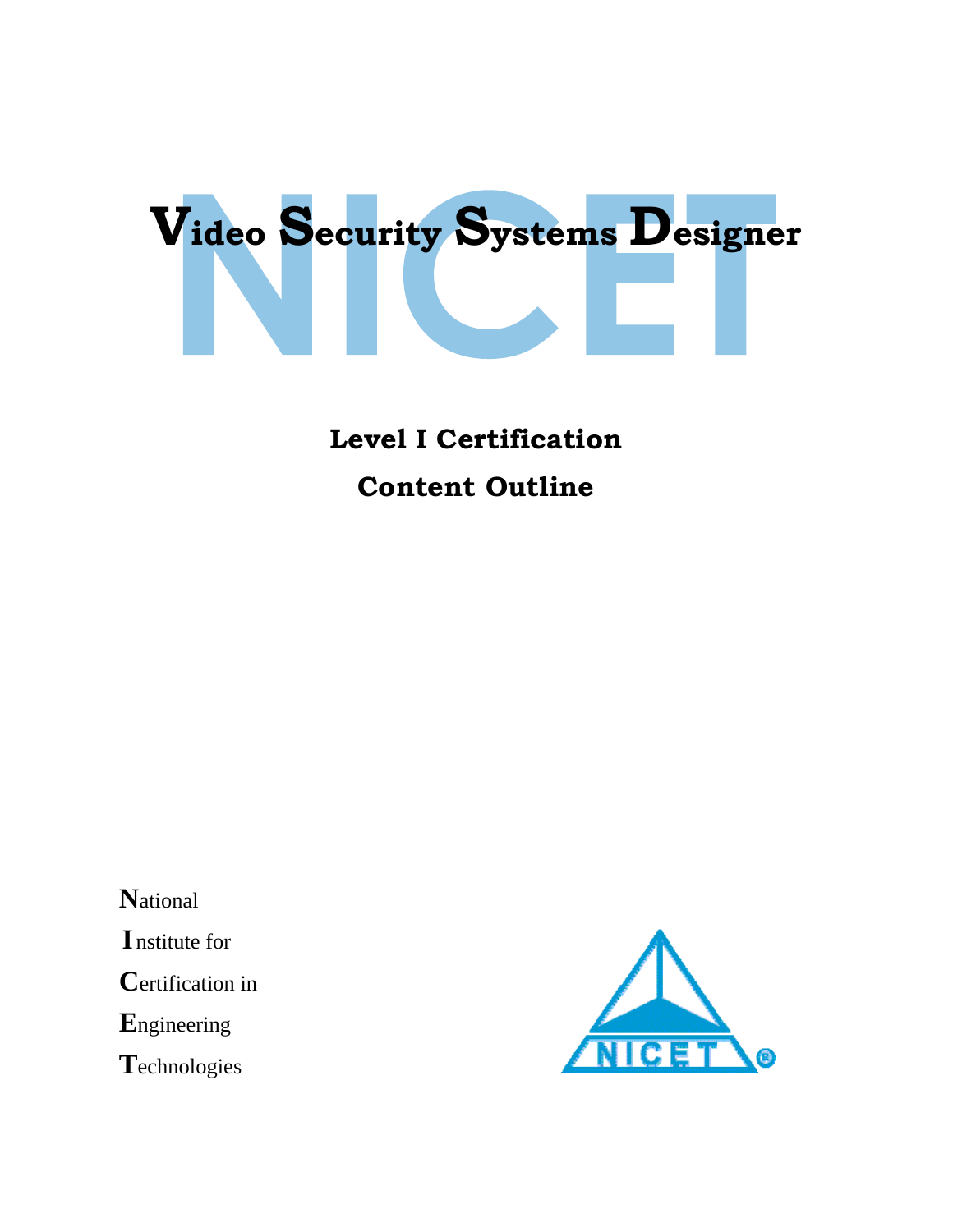# Video Security Systems Designer

## Level I Certification
## Content Outline

National
Institute for
Certification in
Engineering
Technologies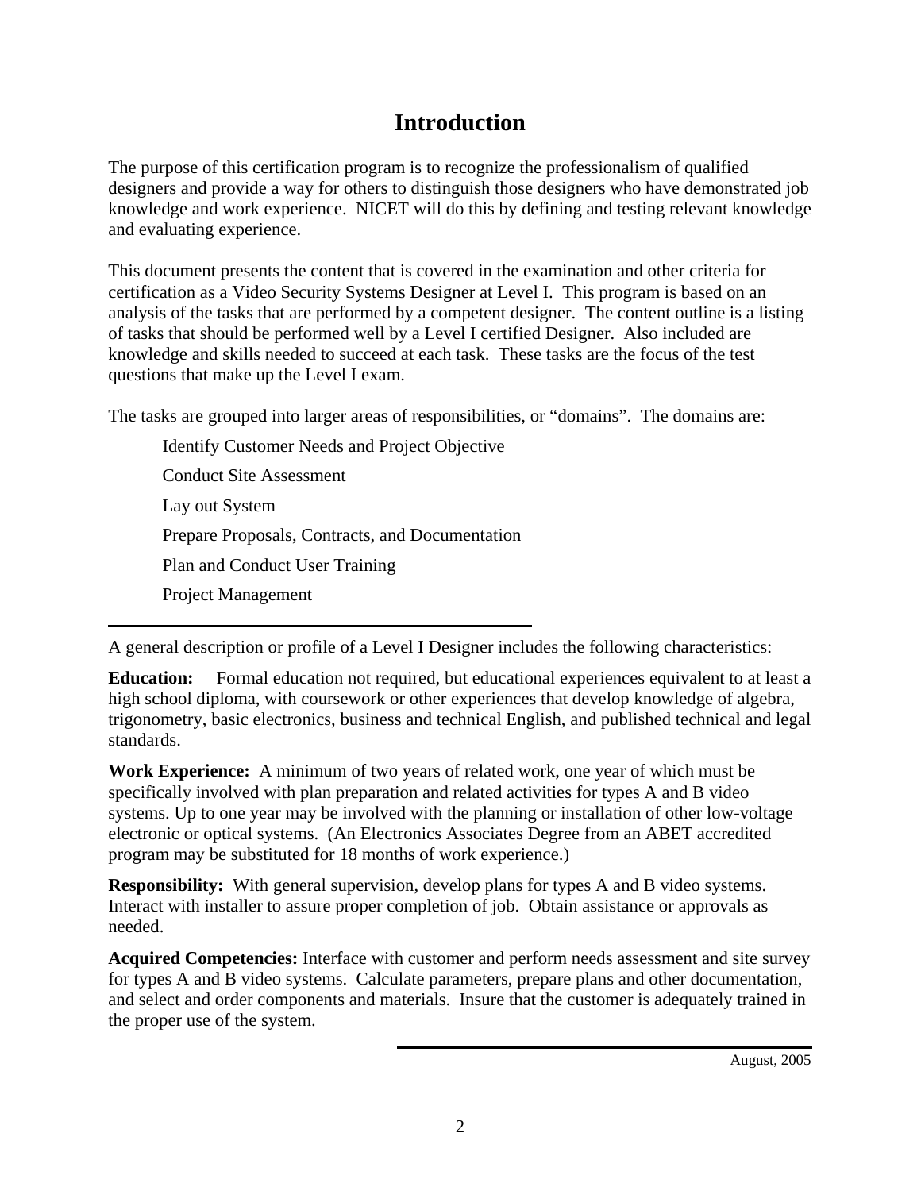# Introduction

The purpose of this certification program is to recognize the professionalism of qualified designers and provide a way for others to distinguish those designers who have demonstrated job knowledge and work experience. NICET will do this by defining and testing relevant knowledge and evaluating experience.

This document presents the content that is covered in the examination and other criteria for certification as a Video Security Systems Designer at Level I. This program is based on an analysis of the tasks that are performed by a competent designer. The content outline is a listing of tasks that should be performed well by a Level I certified Designer. Also included are knowledge and skills needed to succeed at each task. These tasks are the focus of the test questions that make up the Level I exam.

The tasks are grouped into larger areas of responsibilities, or "domains". The domains are:

- Identify Customer Needs and Project Objective
- Conduct Site Assessment
- Lay out System
- Prepare Proposals, Contracts, and Documentation
- Plan and Conduct User Training
- Project Management

---

A general description or profile of a Level I Designer includes the following characteristics:

**Education:** Formal education not required, but educational experiences equivalent to at least a high school diploma, with coursework or other experiences that develop knowledge of algebra, trigonometry, basic electronics, business and technical English, and published technical and legal standards.

**Work Experience:** A minimum of two years of related work, one year of which must be specifically involved with plan preparation and related activities for types A and B video systems. Up to one year may be involved with the planning or installation of other low-voltage electronic or optical systems. (An Electronics Associates Degree from an ABET accredited program may be substituted for 18 months of work experience.)

**Responsibility:** With general supervision, develop plans for types A and B video systems. Interact with installer to assure proper completion of job. Obtain assistance or approvals as needed.

**Acquired Competencies:** Interface with customer and perform needs assessment and site survey for types A and B video systems. Calculate parameters, prepare plans and other documentation, and select and order components and materials. Insure that the customer is adequately trained in the proper use of the system.

---

August, 2005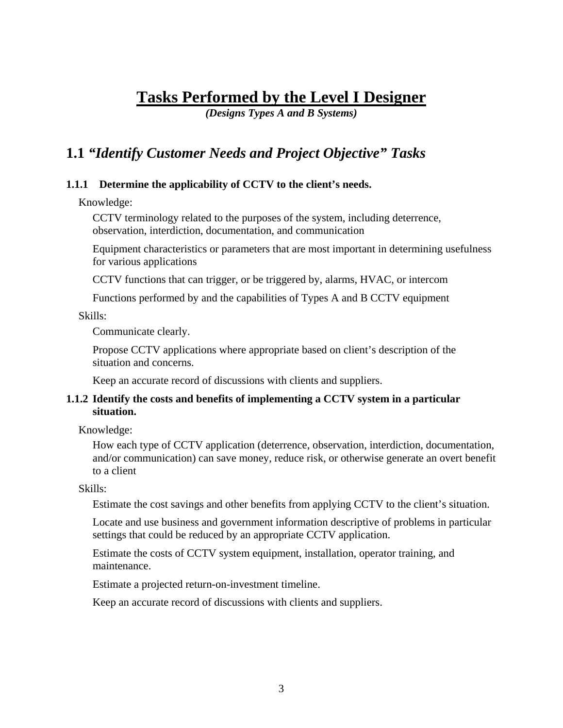# Tasks Performed by the Level I Designer

***(Designs Types A and B Systems)***

## 1.1 *"Identify Customer Needs and Project Objective" Tasks*

### 1.1.1 Determine the applicability of CCTV to the client's needs.

Knowledge:

CCTV terminology related to the purposes of the system, including deterrence, observation, interdiction, documentation, and communication

Equipment characteristics or parameters that are most important in determining usefulness for various applications

CCTV functions that can trigger, or be triggered by, alarms, HVAC, or intercom

Functions performed by and the capabilities of Types A and B CCTV equipment

Skills:

Communicate clearly.

Propose CCTV applications where appropriate based on client's description of the situation and concerns.

Keep an accurate record of discussions with clients and suppliers.

### 1.1.2 Identify the costs and benefits of implementing a CCTV system in a particular situation.

Knowledge:

How each type of CCTV application (deterrence, observation, interdiction, documentation, and/or communication) can save money, reduce risk, or otherwise generate an overt benefit to a client

Skills:

Estimate the cost savings and other benefits from applying CCTV to the client's situation.

Locate and use business and government information descriptive of problems in particular settings that could be reduced by an appropriate CCTV application.

Estimate the costs of CCTV system equipment, installation, operator training, and maintenance.

Estimate a projected return-on-investment timeline.

Keep an accurate record of discussions with clients and suppliers.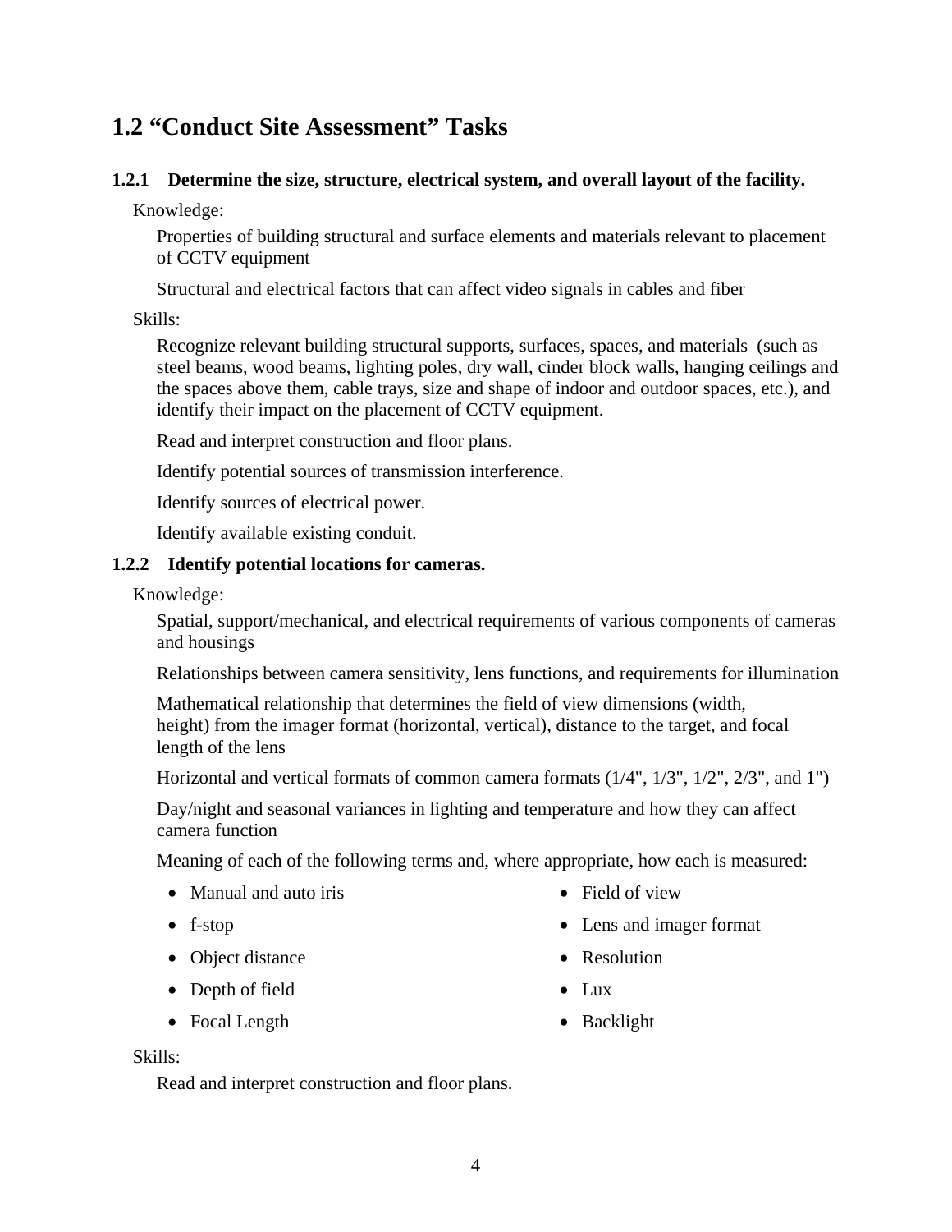## 1.2 "Conduct Site Assessment" Tasks

### 1.2.1 Determine the size, structure, electrical system, and overall layout of the facility.

Knowledge:

Properties of building structural and surface elements and materials relevant to placement of CCTV equipment

Structural and electrical factors that can affect video signals in cables and fiber

Skills:

Recognize relevant building structural supports, surfaces, spaces, and materials (such as steel beams, wood beams, lighting poles, dry wall, cinder block walls, hanging ceilings and the spaces above them, cable trays, size and shape of indoor and outdoor spaces, etc.), and identify their impact on the placement of CCTV equipment.

Read and interpret construction and floor plans.

Identify potential sources of transmission interference.

Identify sources of electrical power.

Identify available existing conduit.

### 1.2.2 Identify potential locations for cameras.

Knowledge:

Spatial, support/mechanical, and electrical requirements of various components of cameras and housings

Relationships between camera sensitivity, lens functions, and requirements for illumination

Mathematical relationship that determines the field of view dimensions (width, height) from the imager format (horizontal, vertical), distance to the target, and focal length of the lens

Horizontal and vertical formats of common camera formats (1/4", 1/3", 1/2", 2/3", and 1")

Day/night and seasonal variances in lighting and temperature and how they can affect camera function

Meaning of each of the following terms and, where appropriate, how each is measured:

- Manual and auto iris
- f-stop
- Object distance
- Depth of field
- Focal Length
- Field of view
- Lens and imager format
- Resolution
- Lux
- Backlight

Skills:

Read and interpret construction and floor plans.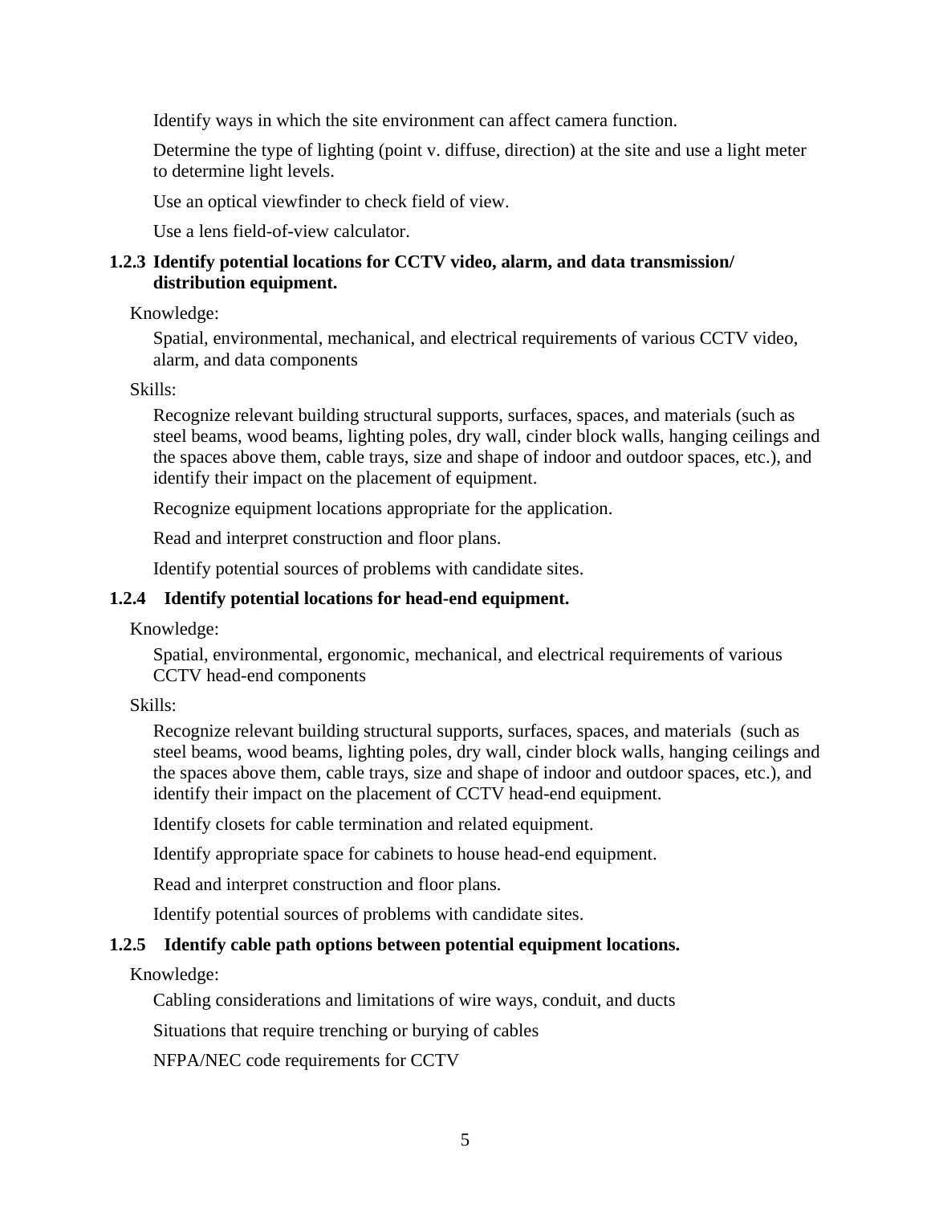Identify ways in which the site environment can affect camera function.

Determine the type of lighting (point v. diffuse, direction) at the site and use a light meter to determine light levels.

Use an optical viewfinder to check field of view.

Use a lens field-of-view calculator.

### 1.2.3 Identify potential locations for CCTV video, alarm, and data transmission/ distribution equipment.

Knowledge:

Spatial, environmental, mechanical, and electrical requirements of various CCTV video, alarm, and data components

Skills:

Recognize relevant building structural supports, surfaces, spaces, and materials (such as steel beams, wood beams, lighting poles, dry wall, cinder block walls, hanging ceilings and the spaces above them, cable trays, size and shape of indoor and outdoor spaces, etc.), and identify their impact on the placement of equipment.

Recognize equipment locations appropriate for the application.

Read and interpret construction and floor plans.

Identify potential sources of problems with candidate sites.

### 1.2.4 Identify potential locations for head-end equipment.

Knowledge:

Spatial, environmental, ergonomic, mechanical, and electrical requirements of various CCTV head-end components

Skills:

Recognize relevant building structural supports, surfaces, spaces, and materials (such as steel beams, wood beams, lighting poles, dry wall, cinder block walls, hanging ceilings and the spaces above them, cable trays, size and shape of indoor and outdoor spaces, etc.), and identify their impact on the placement of CCTV head-end equipment.

Identify closets for cable termination and related equipment.

Identify appropriate space for cabinets to house head-end equipment.

Read and interpret construction and floor plans.

Identify potential sources of problems with candidate sites.

### 1.2.5 Identify cable path options between potential equipment locations.

Knowledge:

Cabling considerations and limitations of wire ways, conduit, and ducts

Situations that require trenching or burying of cables

NFPA/NEC code requirements for CCTV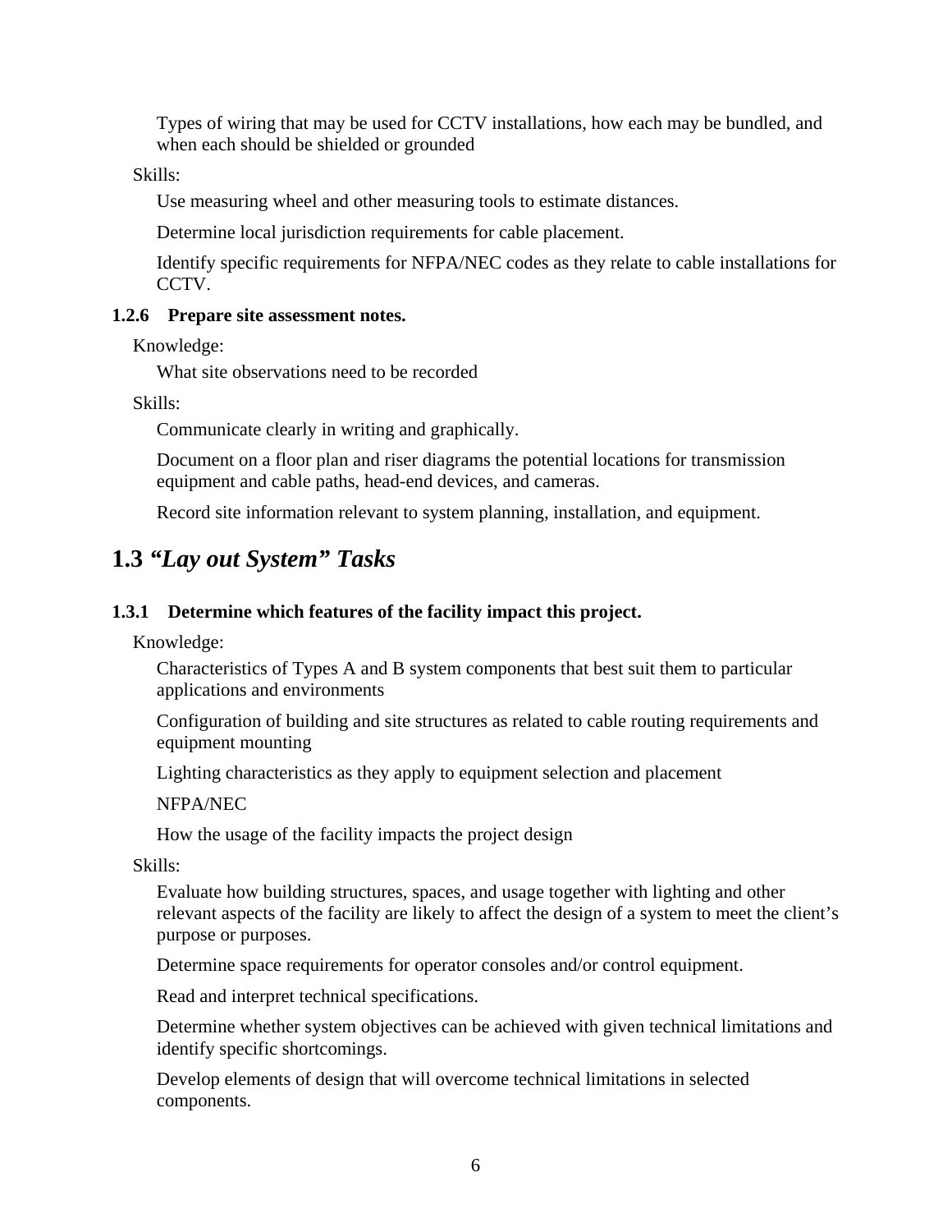Types of wiring that may be used for CCTV installations, how each may be bundled, and when each should be shielded or grounded

Skills:

Use measuring wheel and other measuring tools to estimate distances.

Determine local jurisdiction requirements for cable placement.

Identify specific requirements for NFPA/NEC codes as they relate to cable installations for CCTV.

#### 1.2.6 Prepare site assessment notes.

Knowledge:

What site observations need to be recorded

Skills:

Communicate clearly in writing and graphically.

Document on a floor plan and riser diagrams the potential locations for transmission equipment and cable paths, head-end devices, and cameras.

Record site information relevant to system planning, installation, and equipment.

## 1.3 *"Lay out System" Tasks*

#### 1.3.1 Determine which features of the facility impact this project.

Knowledge:

Characteristics of Types A and B system components that best suit them to particular applications and environments

Configuration of building and site structures as related to cable routing requirements and equipment mounting

Lighting characteristics as they apply to equipment selection and placement

NFPA/NEC

How the usage of the facility impacts the project design

Skills:

Evaluate how building structures, spaces, and usage together with lighting and other relevant aspects of the facility are likely to affect the design of a system to meet the client's purpose or purposes.

Determine space requirements for operator consoles and/or control equipment.

Read and interpret technical specifications.

Determine whether system objectives can be achieved with given technical limitations and identify specific shortcomings.

Develop elements of design that will overcome technical limitations in selected components.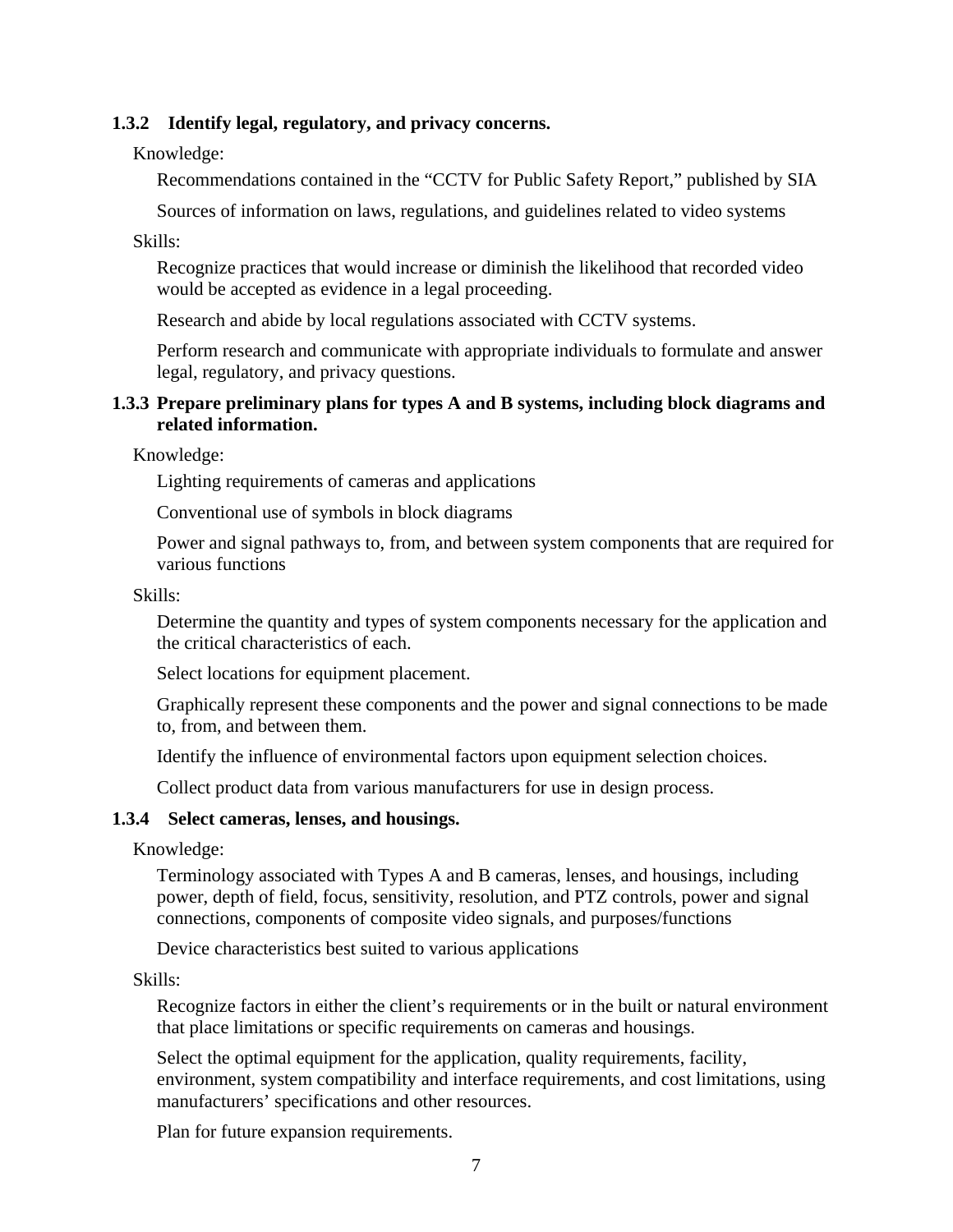### 1.3.2 Identify legal, regulatory, and privacy concerns.

Knowledge:

Recommendations contained in the "CCTV for Public Safety Report," published by SIA

Sources of information on laws, regulations, and guidelines related to video systems

Skills:

Recognize practices that would increase or diminish the likelihood that recorded video would be accepted as evidence in a legal proceeding.

Research and abide by local regulations associated with CCTV systems.

Perform research and communicate with appropriate individuals to formulate and answer legal, regulatory, and privacy questions.

### 1.3.3 Prepare preliminary plans for types A and B systems, including block diagrams and related information.

Knowledge:

Lighting requirements of cameras and applications

Conventional use of symbols in block diagrams

Power and signal pathways to, from, and between system components that are required for various functions

Skills:

Determine the quantity and types of system components necessary for the application and the critical characteristics of each.

Select locations for equipment placement.

Graphically represent these components and the power and signal connections to be made to, from, and between them.

Identify the influence of environmental factors upon equipment selection choices.

Collect product data from various manufacturers for use in design process.

### 1.3.4 Select cameras, lenses, and housings.

Knowledge:

Terminology associated with Types A and B cameras, lenses, and housings, including power, depth of field, focus, sensitivity, resolution, and PTZ controls, power and signal connections, components of composite video signals, and purposes/functions

Device characteristics best suited to various applications

Skills:

Recognize factors in either the client's requirements or in the built or natural environment that place limitations or specific requirements on cameras and housings.

Select the optimal equipment for the application, quality requirements, facility, environment, system compatibility and interface requirements, and cost limitations, using manufacturers' specifications and other resources.

Plan for future expansion requirements.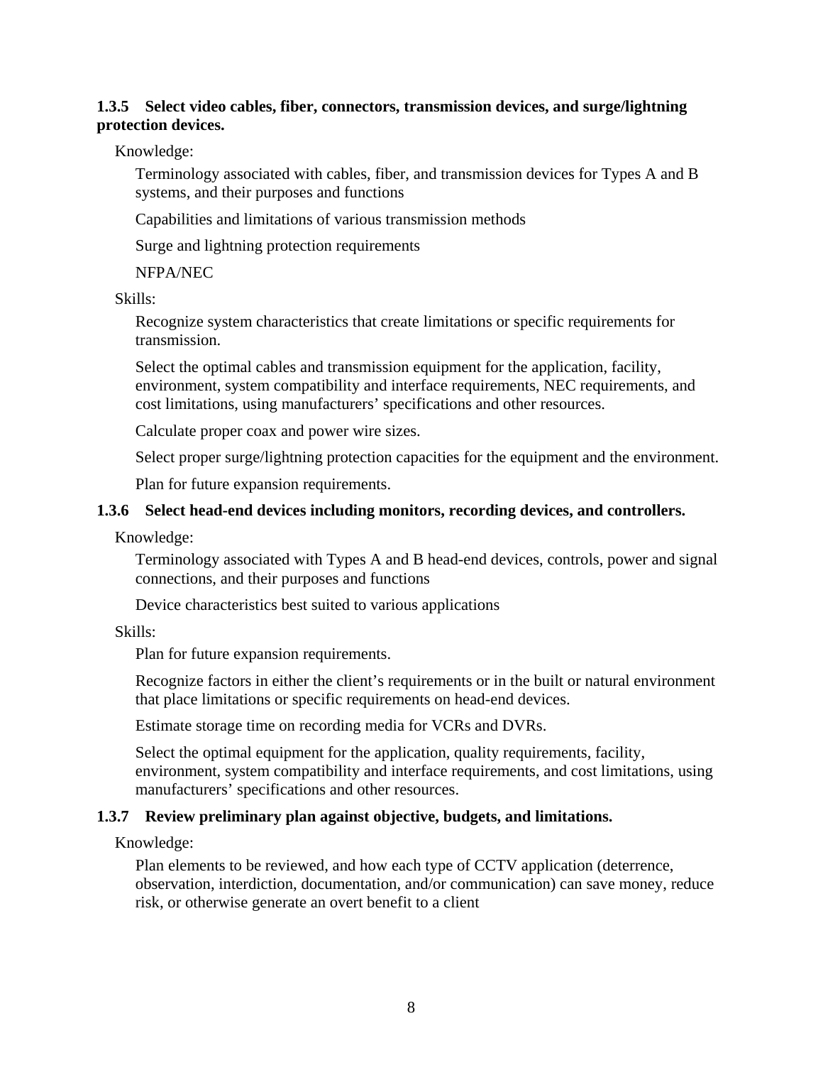### 1.3.5 Select video cables, fiber, connectors, transmission devices, and surge/lightning protection devices.

Knowledge:

Terminology associated with cables, fiber, and transmission devices for Types A and B systems, and their purposes and functions

Capabilities and limitations of various transmission methods

Surge and lightning protection requirements

NFPA/NEC

Skills:

Recognize system characteristics that create limitations or specific requirements for transmission.

Select the optimal cables and transmission equipment for the application, facility, environment, system compatibility and interface requirements, NEC requirements, and cost limitations, using manufacturers' specifications and other resources.

Calculate proper coax and power wire sizes.

Select proper surge/lightning protection capacities for the equipment and the environment.

Plan for future expansion requirements.

### 1.3.6 Select head-end devices including monitors, recording devices, and controllers.

Knowledge:

Terminology associated with Types A and B head-end devices, controls, power and signal connections, and their purposes and functions

Device characteristics best suited to various applications

Skills:

Plan for future expansion requirements.

Recognize factors in either the client's requirements or in the built or natural environment that place limitations or specific requirements on head-end devices.

Estimate storage time on recording media for VCRs and DVRs.

Select the optimal equipment for the application, quality requirements, facility, environment, system compatibility and interface requirements, and cost limitations, using manufacturers' specifications and other resources.

### 1.3.7 Review preliminary plan against objective, budgets, and limitations.

Knowledge:

Plan elements to be reviewed, and how each type of CCTV application (deterrence, observation, interdiction, documentation, and/or communication) can save money, reduce risk, or otherwise generate an overt benefit to a client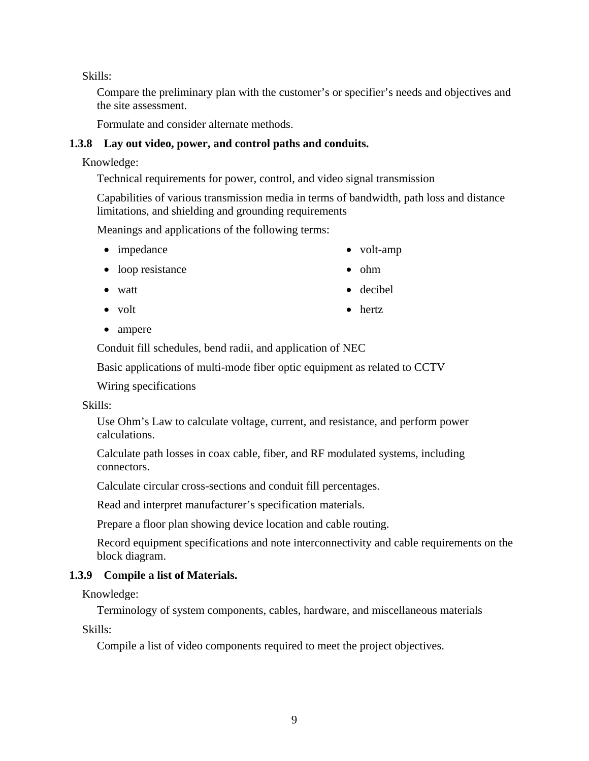Skills:

Compare the preliminary plan with the customer's or specifier's needs and objectives and the site assessment.

Formulate and consider alternate methods.

### 1.3.8 Lay out video, power, and control paths and conduits.

Knowledge:

Technical requirements for power, control, and video signal transmission

Capabilities of various transmission media in terms of bandwidth, path loss and distance limitations, and shielding and grounding requirements

Meanings and applications of the following terms:

- impedance
- loop resistance
- watt
- volt
- ampere
- volt-amp
- ohm
- decibel
- hertz

Conduit fill schedules, bend radii, and application of NEC

Basic applications of multi-mode fiber optic equipment as related to CCTV

Wiring specifications

Skills:

Use Ohm's Law to calculate voltage, current, and resistance, and perform power calculations.

Calculate path losses in coax cable, fiber, and RF modulated systems, including connectors.

Calculate circular cross-sections and conduit fill percentages.

Read and interpret manufacturer's specification materials.

Prepare a floor plan showing device location and cable routing.

Record equipment specifications and note interconnectivity and cable requirements on the block diagram.

### 1.3.9 Compile a list of Materials.

Knowledge:

Terminology of system components, cables, hardware, and miscellaneous materials

Skills:

Compile a list of video components required to meet the project objectives.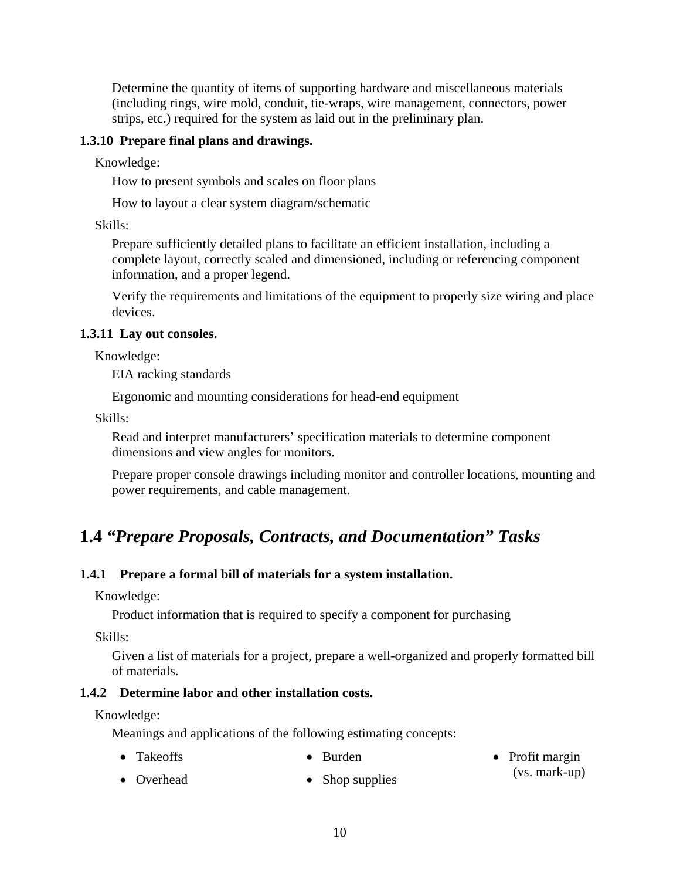Determine the quantity of items of supporting hardware and miscellaneous materials (including rings, wire mold, conduit, tie-wraps, wire management, connectors, power strips, etc.) required for the system as laid out in the preliminary plan.

**1.3.10 Prepare final plans and drawings.**

Knowledge:

How to present symbols and scales on floor plans

How to layout a clear system diagram/schematic

Skills:

Prepare sufficiently detailed plans to facilitate an efficient installation, including a complete layout, correctly scaled and dimensioned, including or referencing component information, and a proper legend.

Verify the requirements and limitations of the equipment to properly size wiring and place devices.

**1.3.11 Lay out consoles.**

Knowledge:

EIA racking standards

Ergonomic and mounting considerations for head-end equipment

Skills:

Read and interpret manufacturers' specification materials to determine component dimensions and view angles for monitors.

Prepare proper console drawings including monitor and controller locations, mounting and power requirements, and cable management.

## 1.4 *"Prepare Proposals, Contracts, and Documentation" Tasks*

**1.4.1 Prepare a formal bill of materials for a system installation.**

Knowledge:

Product information that is required to specify a component for purchasing

Skills:

Given a list of materials for a project, prepare a well-organized and properly formatted bill of materials.

**1.4.2 Determine labor and other installation costs.**

Knowledge:

Meanings and applications of the following estimating concepts:

- Takeoffs
- Overhead
- Burden
- Shop supplies
- Profit margin (vs. mark-up)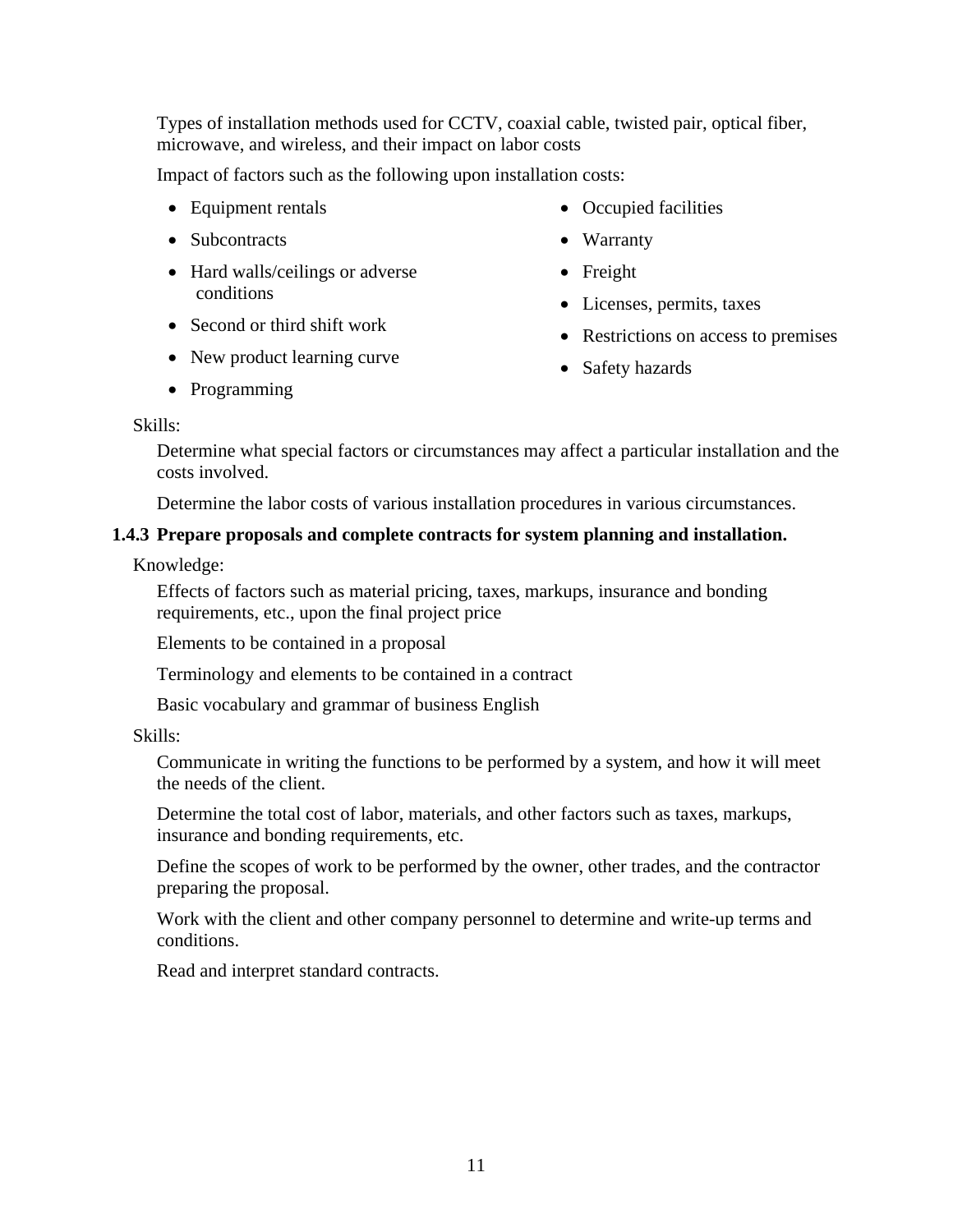Types of installation methods used for CCTV, coaxial cable, twisted pair, optical fiber, microwave, and wireless, and their impact on labor costs

Impact of factors such as the following upon installation costs:

- Equipment rentals
- Subcontracts
- Hard walls/ceilings or adverse conditions
- Second or third shift work
- New product learning curve
- Programming
- Occupied facilities
- Warranty
- Freight
- Licenses, permits, taxes
- Restrictions on access to premises
- Safety hazards

Skills:

Determine what special factors or circumstances may affect a particular installation and the costs involved.

Determine the labor costs of various installation procedures in various circumstances.

**1.4.3 Prepare proposals and complete contracts for system planning and installation.**

Knowledge:

Effects of factors such as material pricing, taxes, markups, insurance and bonding requirements, etc., upon the final project price

Elements to be contained in a proposal

Terminology and elements to be contained in a contract

Basic vocabulary and grammar of business English

Skills:

Communicate in writing the functions to be performed by a system, and how it will meet the needs of the client.

Determine the total cost of labor, materials, and other factors such as taxes, markups, insurance and bonding requirements, etc.

Define the scopes of work to be performed by the owner, other trades, and the contractor preparing the proposal.

Work with the client and other company personnel to determine and write-up terms and conditions.

Read and interpret standard contracts.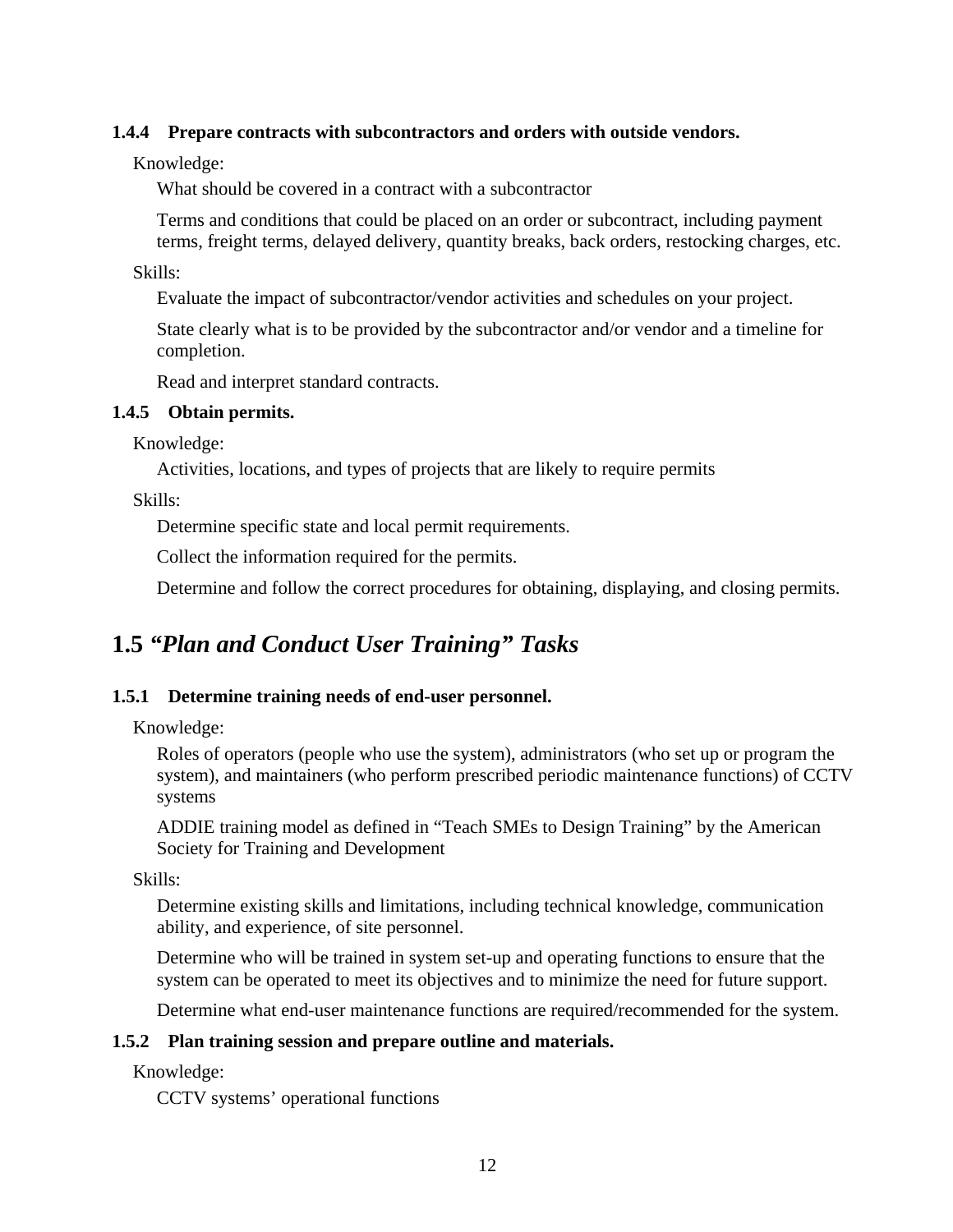#### 1.4.4 Prepare contracts with subcontractors and orders with outside vendors.

Knowledge:

What should be covered in a contract with a subcontractor

Terms and conditions that could be placed on an order or subcontract, including payment terms, freight terms, delayed delivery, quantity breaks, back orders, restocking charges, etc.

Skills:

Evaluate the impact of subcontractor/vendor activities and schedules on your project.

State clearly what is to be provided by the subcontractor and/or vendor and a timeline for completion.

Read and interpret standard contracts.

#### 1.4.5 Obtain permits.

Knowledge:

Activities, locations, and types of projects that are likely to require permits

Skills:

Determine specific state and local permit requirements.

Collect the information required for the permits.

Determine and follow the correct procedures for obtaining, displaying, and closing permits.

## 1.5 *"Plan and Conduct User Training" Tasks*

#### 1.5.1 Determine training needs of end-user personnel.

Knowledge:

Roles of operators (people who use the system), administrators (who set up or program the system), and maintainers (who perform prescribed periodic maintenance functions) of CCTV systems

ADDIE training model as defined in "Teach SMEs to Design Training" by the American Society for Training and Development

Skills:

Determine existing skills and limitations, including technical knowledge, communication ability, and experience, of site personnel.

Determine who will be trained in system set-up and operating functions to ensure that the system can be operated to meet its objectives and to minimize the need for future support.

Determine what end-user maintenance functions are required/recommended for the system.

#### 1.5.2 Plan training session and prepare outline and materials.

Knowledge:

CCTV systems' operational functions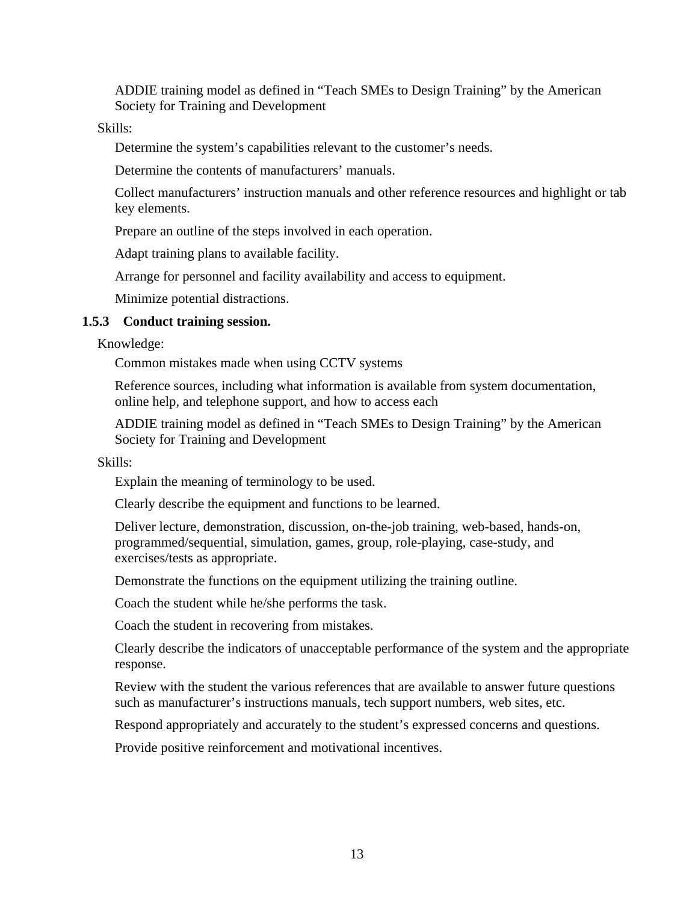ADDIE training model as defined in "Teach SMEs to Design Training" by the American Society for Training and Development

Skills:

- Determine the system's capabilities relevant to the customer's needs.
- Determine the contents of manufacturers' manuals.
- Collect manufacturers' instruction manuals and other reference resources and highlight or tab key elements.
- Prepare an outline of the steps involved in each operation.
- Adapt training plans to available facility.
- Arrange for personnel and facility availability and access to equipment.
- Minimize potential distractions.

### 1.5.3 Conduct training session.

Knowledge:

- Common mistakes made when using CCTV systems
- Reference sources, including what information is available from system documentation, online help, and telephone support, and how to access each
- ADDIE training model as defined in "Teach SMEs to Design Training" by the American Society for Training and Development

Skills:

- Explain the meaning of terminology to be used.
- Clearly describe the equipment and functions to be learned.
- Deliver lecture, demonstration, discussion, on-the-job training, web-based, hands-on, programmed/sequential, simulation, games, group, role-playing, case-study, and exercises/tests as appropriate.
- Demonstrate the functions on the equipment utilizing the training outline.
- Coach the student while he/she performs the task.
- Coach the student in recovering from mistakes.
- Clearly describe the indicators of unacceptable performance of the system and the appropriate response.
- Review with the student the various references that are available to answer future questions such as manufacturer's instructions manuals, tech support numbers, web sites, etc.
- Respond appropriately and accurately to the student's expressed concerns and questions.
- Provide positive reinforcement and motivational incentives.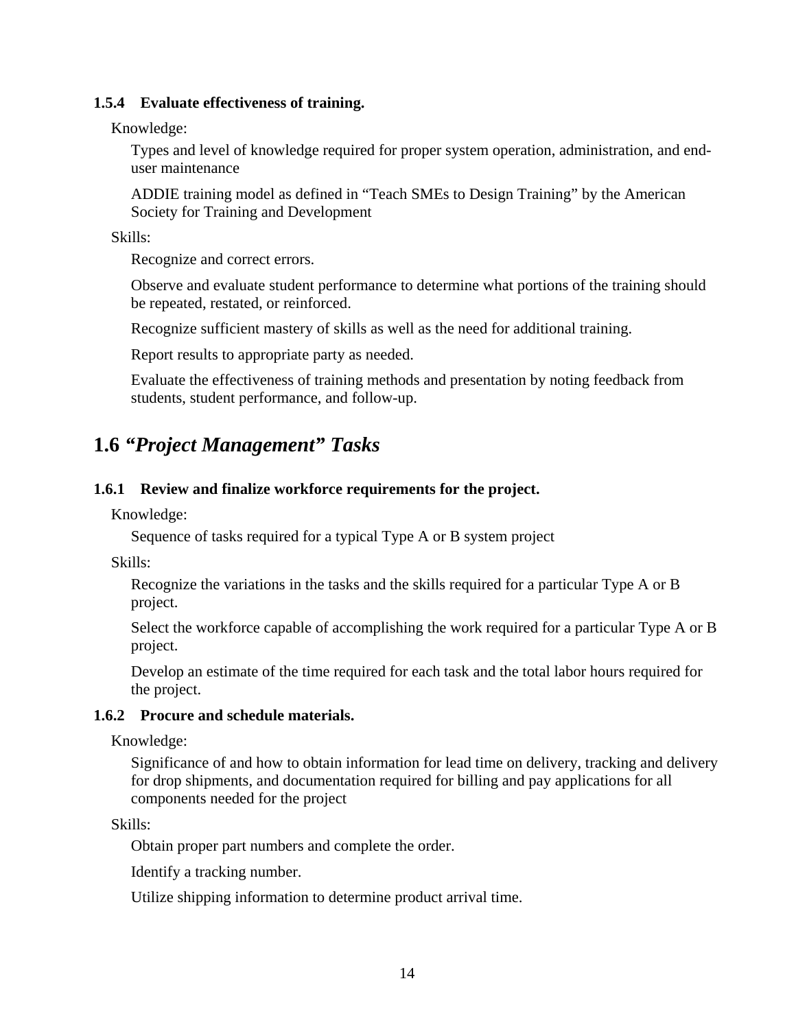#### 1.5.4 Evaluate effectiveness of training.

Knowledge:

Types and level of knowledge required for proper system operation, administration, and end-user maintenance

ADDIE training model as defined in "Teach SMEs to Design Training" by the American Society for Training and Development

Skills:

Recognize and correct errors.

Observe and evaluate student performance to determine what portions of the training should be repeated, restated, or reinforced.

Recognize sufficient mastery of skills as well as the need for additional training.

Report results to appropriate party as needed.

Evaluate the effectiveness of training methods and presentation by noting feedback from students, student performance, and follow-up.

## 1.6 *"Project Management" Tasks*

#### 1.6.1 Review and finalize workforce requirements for the project.

Knowledge:

Sequence of tasks required for a typical Type A or B system project

Skills:

Recognize the variations in the tasks and the skills required for a particular Type A or B project.

Select the workforce capable of accomplishing the work required for a particular Type A or B project.

Develop an estimate of the time required for each task and the total labor hours required for the project.

#### 1.6.2 Procure and schedule materials.

Knowledge:

Significance of and how to obtain information for lead time on delivery, tracking and delivery for drop shipments, and documentation required for billing and pay applications for all components needed for the project

Skills:

Obtain proper part numbers and complete the order.

Identify a tracking number.

Utilize shipping information to determine product arrival time.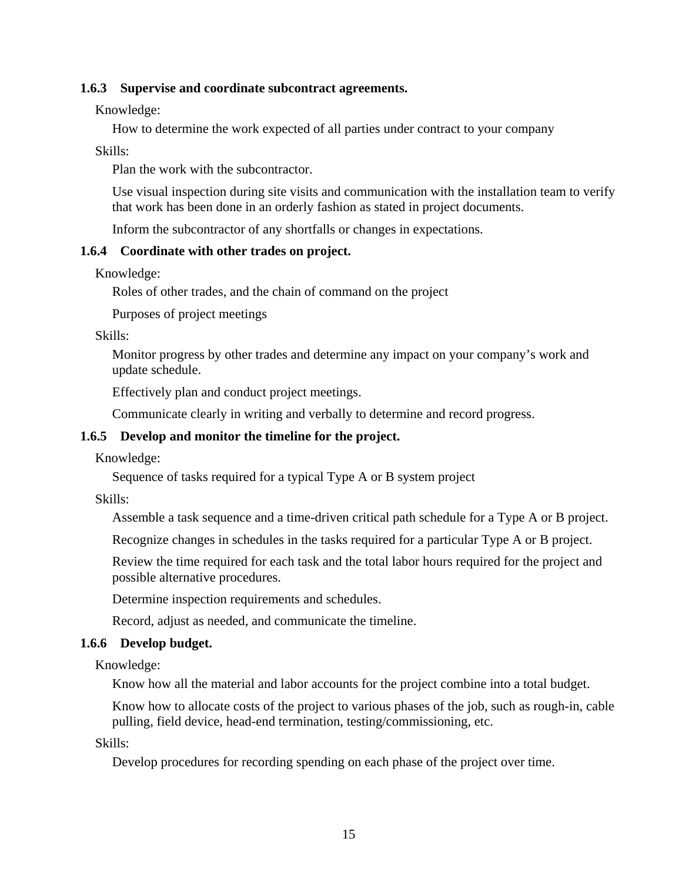**1.6.3 Supervise and coordinate subcontract agreements.**

Knowledge:

How to determine the work expected of all parties under contract to your company

Skills:

Plan the work with the subcontractor.

Use visual inspection during site visits and communication with the installation team to verify that work has been done in an orderly fashion as stated in project documents.

Inform the subcontractor of any shortfalls or changes in expectations.

**1.6.4 Coordinate with other trades on project.**

Knowledge:

Roles of other trades, and the chain of command on the project

Purposes of project meetings

Skills:

Monitor progress by other trades and determine any impact on your company's work and update schedule.

Effectively plan and conduct project meetings.

Communicate clearly in writing and verbally to determine and record progress.

**1.6.5 Develop and monitor the timeline for the project.**

Knowledge:

Sequence of tasks required for a typical Type A or B system project

Skills:

Assemble a task sequence and a time-driven critical path schedule for a Type A or B project.

Recognize changes in schedules in the tasks required for a particular Type A or B project.

Review the time required for each task and the total labor hours required for the project and possible alternative procedures.

Determine inspection requirements and schedules.

Record, adjust as needed, and communicate the timeline.

**1.6.6 Develop budget.**

Knowledge:

Know how all the material and labor accounts for the project combine into a total budget.

Know how to allocate costs of the project to various phases of the job, such as rough-in, cable pulling, field device, head-end termination, testing/commissioning, etc.

Skills:

Develop procedures for recording spending on each phase of the project over time.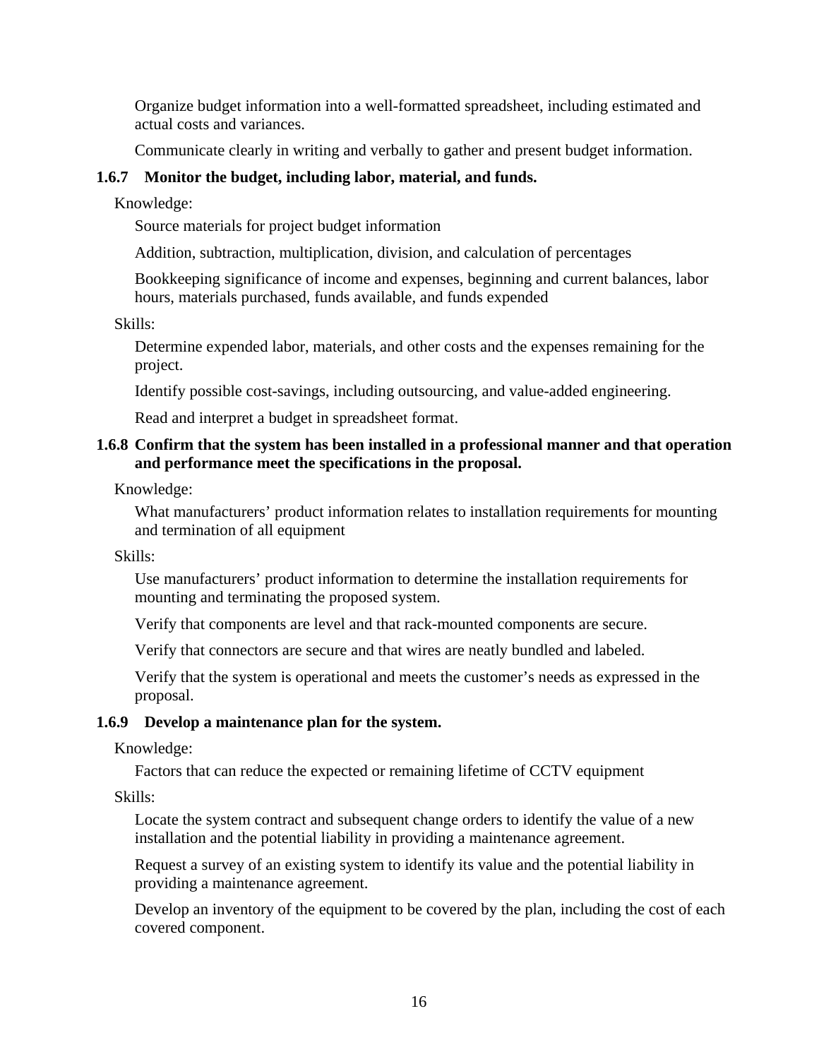Organize budget information into a well-formatted spreadsheet, including estimated and actual costs and variances.

Communicate clearly in writing and verbally to gather and present budget information.

**1.6.7 Monitor the budget, including labor, material, and funds.**

Knowledge:

Source materials for project budget information

Addition, subtraction, multiplication, division, and calculation of percentages

Bookkeeping significance of income and expenses, beginning and current balances, labor hours, materials purchased, funds available, and funds expended

Skills:

Determine expended labor, materials, and other costs and the expenses remaining for the project.

Identify possible cost-savings, including outsourcing, and value-added engineering.

Read and interpret a budget in spreadsheet format.

**1.6.8 Confirm that the system has been installed in a professional manner and that operation and performance meet the specifications in the proposal.**

Knowledge:

What manufacturers' product information relates to installation requirements for mounting and termination of all equipment

Skills:

Use manufacturers' product information to determine the installation requirements for mounting and terminating the proposed system.

Verify that components are level and that rack-mounted components are secure.

Verify that connectors are secure and that wires are neatly bundled and labeled.

Verify that the system is operational and meets the customer's needs as expressed in the proposal.

**1.6.9 Develop a maintenance plan for the system.**

Knowledge:

Factors that can reduce the expected or remaining lifetime of CCTV equipment

Skills:

Locate the system contract and subsequent change orders to identify the value of a new installation and the potential liability in providing a maintenance agreement.

Request a survey of an existing system to identify its value and the potential liability in providing a maintenance agreement.

Develop an inventory of the equipment to be covered by the plan, including the cost of each covered component.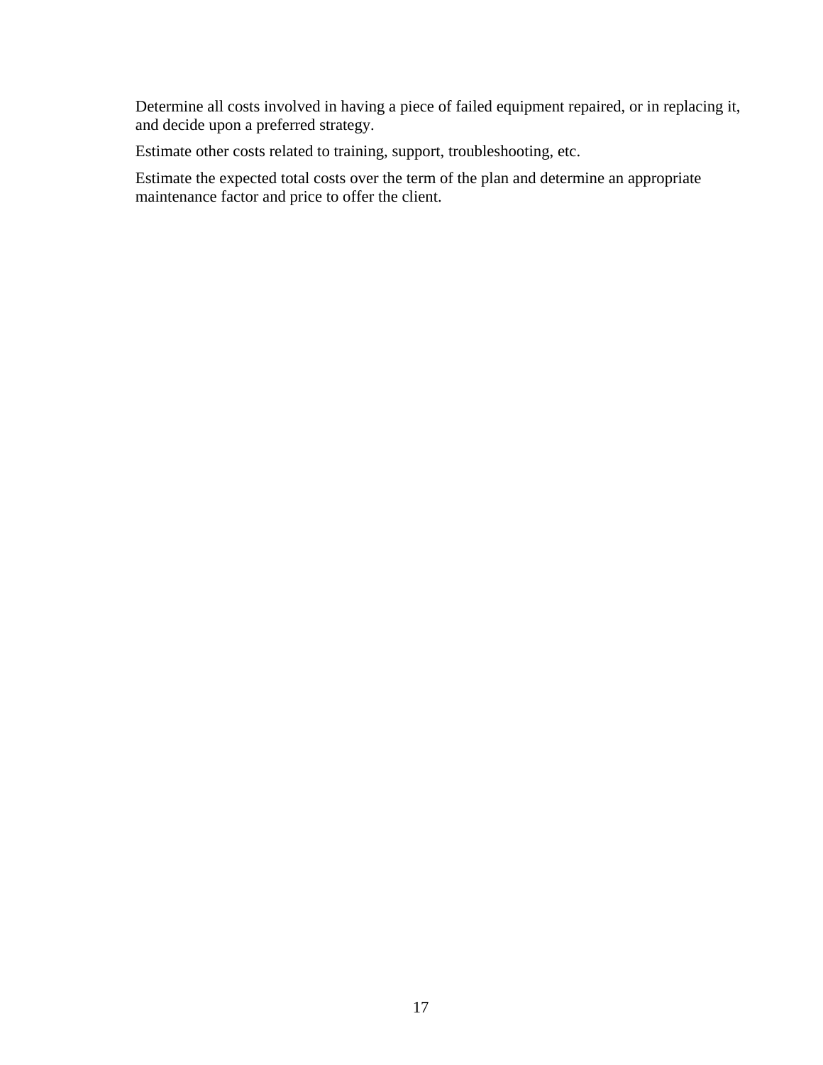Determine all costs involved in having a piece of failed equipment repaired, or in replacing it, and decide upon a preferred strategy.

Estimate other costs related to training, support, troubleshooting, etc.

Estimate the expected total costs over the term of the plan and determine an appropriate maintenance factor and price to offer the client.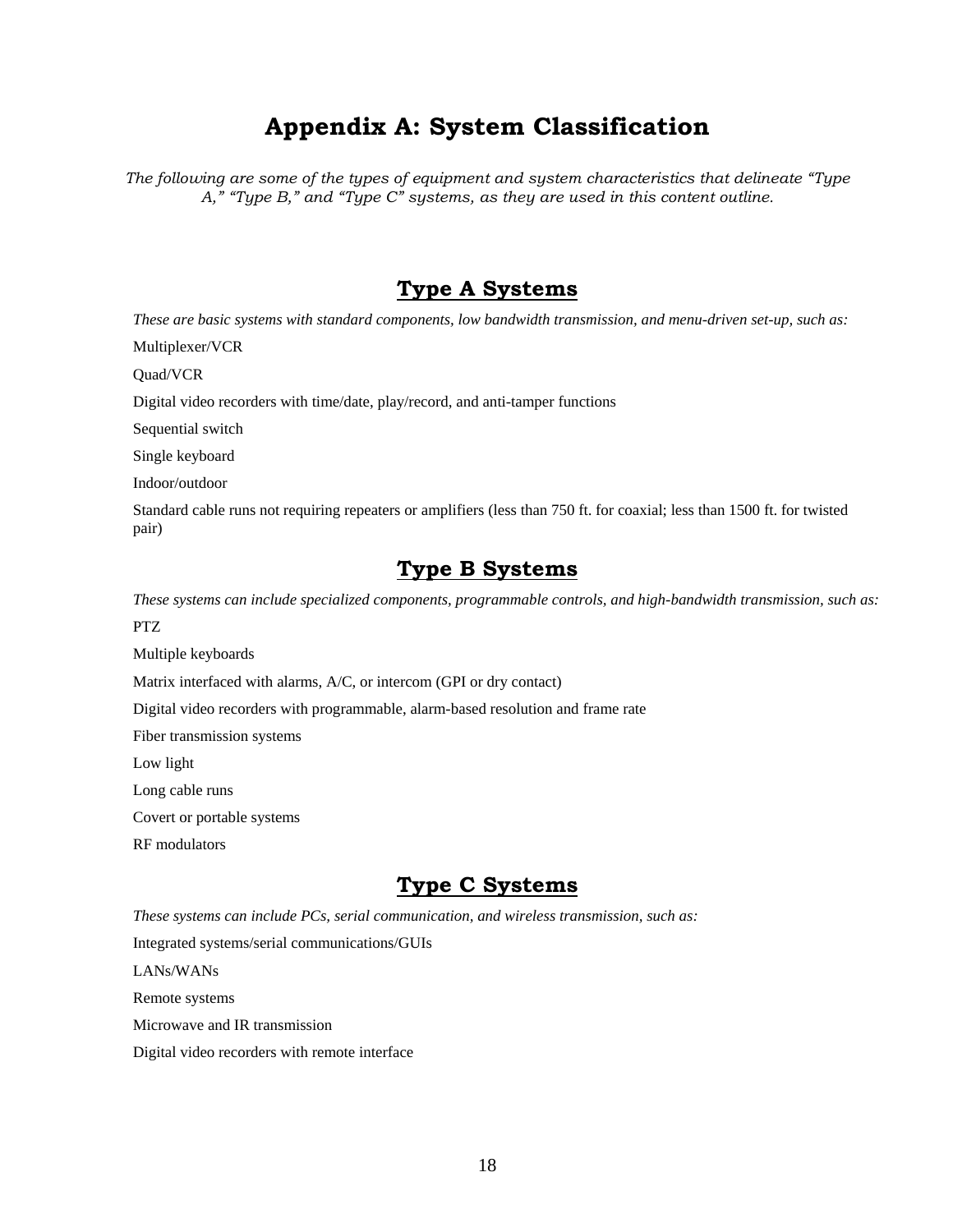# Appendix A: System Classification

*The following are some of the types of equipment and system characteristics that delineate "Type A," "Type B," and "Type C" systems, as they are used in this content outline.*

## Type A Systems

*These are basic systems with standard components, low bandwidth transmission, and menu-driven set-up, such as:*

Multiplexer/VCR

Quad/VCR

Digital video recorders with time/date, play/record, and anti-tamper functions

Sequential switch

Single keyboard

Indoor/outdoor

Standard cable runs not requiring repeaters or amplifiers (less than 750 ft. for coaxial; less than 1500 ft. for twisted pair)

## Type B Systems

*These systems can include specialized components, programmable controls, and high-bandwidth transmission, such as:*

PTZ

Multiple keyboards

Matrix interfaced with alarms, A/C, or intercom (GPI or dry contact)

Digital video recorders with programmable, alarm-based resolution and frame rate

Fiber transmission systems

Low light

Long cable runs

Covert or portable systems

RF modulators

## Type C Systems

*These systems can include PCs, serial communication, and wireless transmission, such as:*

Integrated systems/serial communications/GUIs

LANs/WANs

Remote systems

Microwave and IR transmission

Digital video recorders with remote interface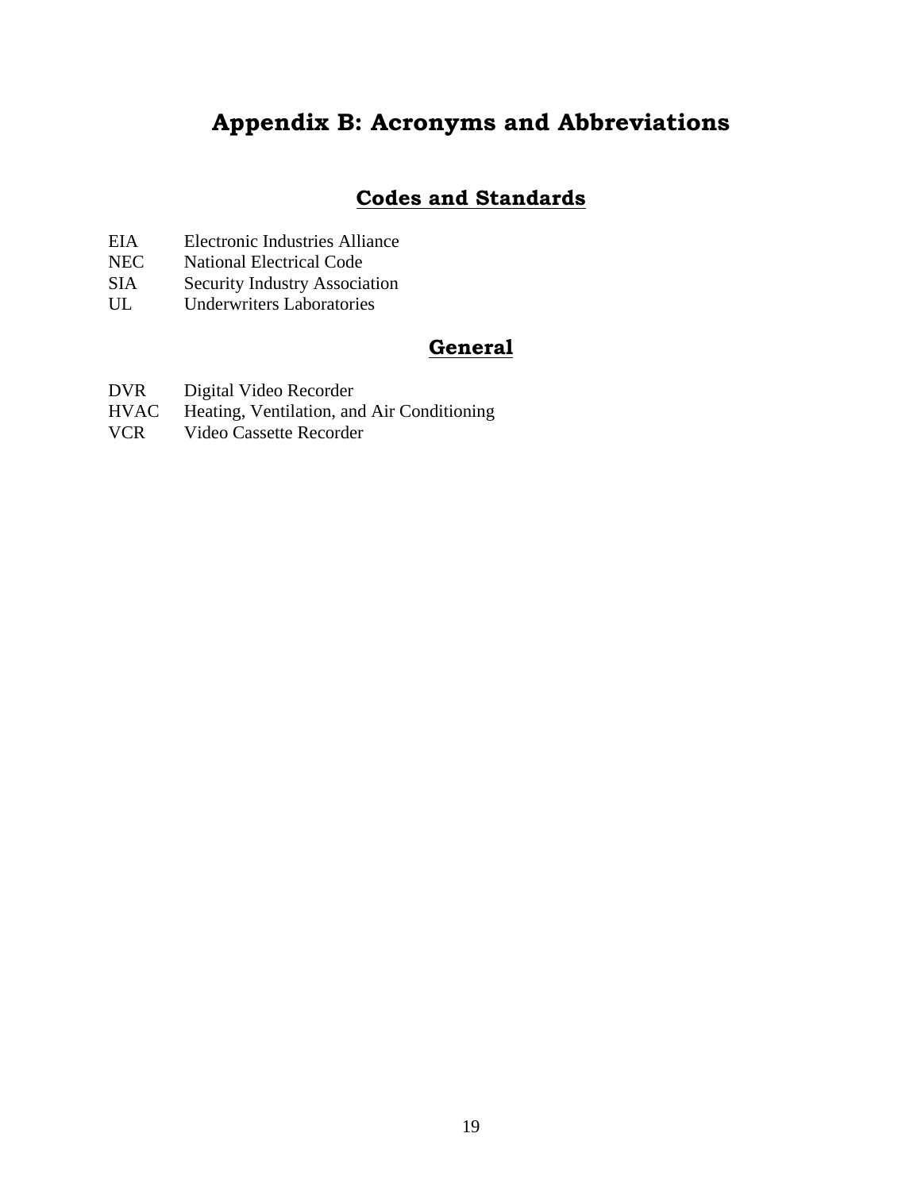# Appendix B: Acronyms and Abbreviations

## Codes and Standards

| | |
|---|---|
| EIA | Electronic Industries Alliance |
| NEC | National Electrical Code |
| SIA | Security Industry Association |
| UL | Underwriters Laboratories |

## General

| | |
|---|---|
| DVR | Digital Video Recorder |
| HVAC | Heating, Ventilation, and Air Conditioning |
| VCR | Video Cassette Recorder |